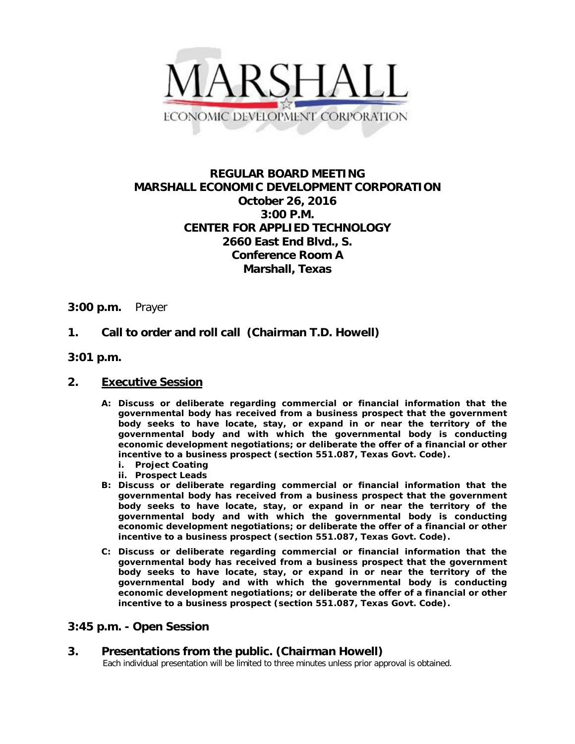MARSHALL
ECONOMIC DEVELOPMENT CORPORATION

# REGULAR BOARD MEETING
# MARSHALL ECONOMIC DEVELOPMENT CORPORATION

**October 26, 2016**
**3:00 P.M.**
**CENTER FOR APPLIED TECHNOLOGY**
**2660 East End Blvd., S.**
**Conference Room A**
**Marshall, Texas**

**3:00 p.m.** Prayer

**1. Call to order and roll call (Chairman T.D. Howell)**

**3:01 p.m.**

**2. <u>Executive Session</u>**

- **A: Discuss or deliberate regarding commercial or financial information that the governmental body has received from a business prospect that the government body seeks to have locate, stay, or expand in or near the territory of the governmental body and with which the governmental body is conducting economic development negotiations; or deliberate the offer of a financial or other incentive to a business prospect (section 551.087, Texas Govt. Code).**
  - **i. Project Coating**
  - **ii. Prospect Leads**
- **B: Discuss or deliberate regarding commercial or financial information that the governmental body has received from a business prospect that the government body seeks to have locate, stay, or expand in or near the territory of the governmental body and with which the governmental body is conducting economic development negotiations; or deliberate the offer of a financial or other incentive to a business prospect (section 551.087, Texas Govt. Code).**
- **C: Discuss or deliberate regarding commercial or financial information that the governmental body has received from a business prospect that the government body seeks to have locate, stay, or expand in or near the territory of the governmental body and with which the governmental body is conducting economic development negotiations; or deliberate the offer of a financial or other incentive to a business prospect (section 551.087, Texas Govt. Code).**

**3:45 p.m. - Open Session**

**3. Presentations from the public. (Chairman Howell)**

Each individual presentation will be limited to three minutes unless prior approval is obtained.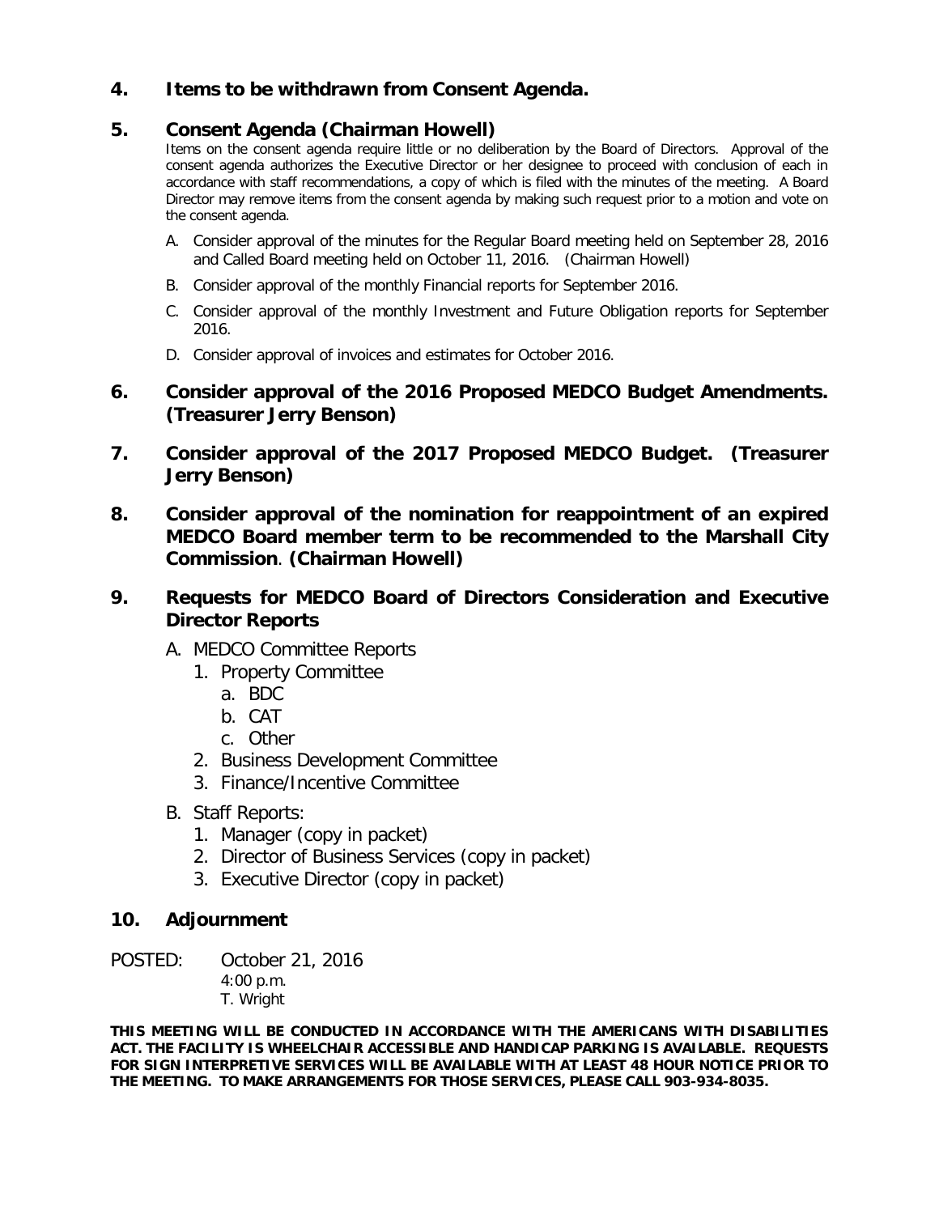## 4. Items to be withdrawn from Consent Agenda.

## 5. Consent Agenda (Chairman Howell)

Items on the consent agenda require little or no deliberation by the Board of Directors. Approval of the consent agenda authorizes the Executive Director or her designee to proceed with conclusion of each in accordance with staff recommendations, a copy of which is filed with the minutes of the meeting. A Board Director may remove items from the consent agenda by making such request prior to a motion and vote on the consent agenda.

A. Consider approval of the minutes for the Regular Board meeting held on September 28, 2016 and Called Board meeting held on October 11, 2016. (Chairman Howell)

B. Consider approval of the monthly Financial reports for September 2016.

C. Consider approval of the monthly Investment and Future Obligation reports for September 2016.

D. Consider approval of invoices and estimates for October 2016.

## 6. Consider approval of the 2016 Proposed MEDCO Budget Amendments. (Treasurer Jerry Benson)

## 7. Consider approval of the 2017 Proposed MEDCO Budget. (Treasurer Jerry Benson)

## 8. Consider approval of the nomination for reappointment of an expired MEDCO Board member term to be recommended to the Marshall City Commission. (Chairman Howell)

## 9. Requests for MEDCO Board of Directors Consideration and Executive Director Reports

A. MEDCO Committee Reports
   1. Property Committee
      a. BDC
      b. CAT
      c. Other
   2. Business Development Committee
   3. Finance/Incentive Committee

B. Staff Reports:
   1. Manager (copy in packet)
   2. Director of Business Services (copy in packet)
   3. Executive Director (copy in packet)

## 10. Adjournment

POSTED: October 21, 2016
4:00 p.m.
T. Wright

**THIS MEETING WILL BE CONDUCTED IN ACCORDANCE WITH THE AMERICANS WITH DISABILITIES ACT. THE FACILITY IS WHEELCHAIR ACCESSIBLE AND HANDICAP PARKING IS AVAILABLE. REQUESTS FOR SIGN INTERPRETIVE SERVICES WILL BE AVAILABLE WITH AT LEAST 48 HOUR NOTICE PRIOR TO THE MEETING. TO MAKE ARRANGEMENTS FOR THOSE SERVICES, PLEASE CALL 903-934-8035.**